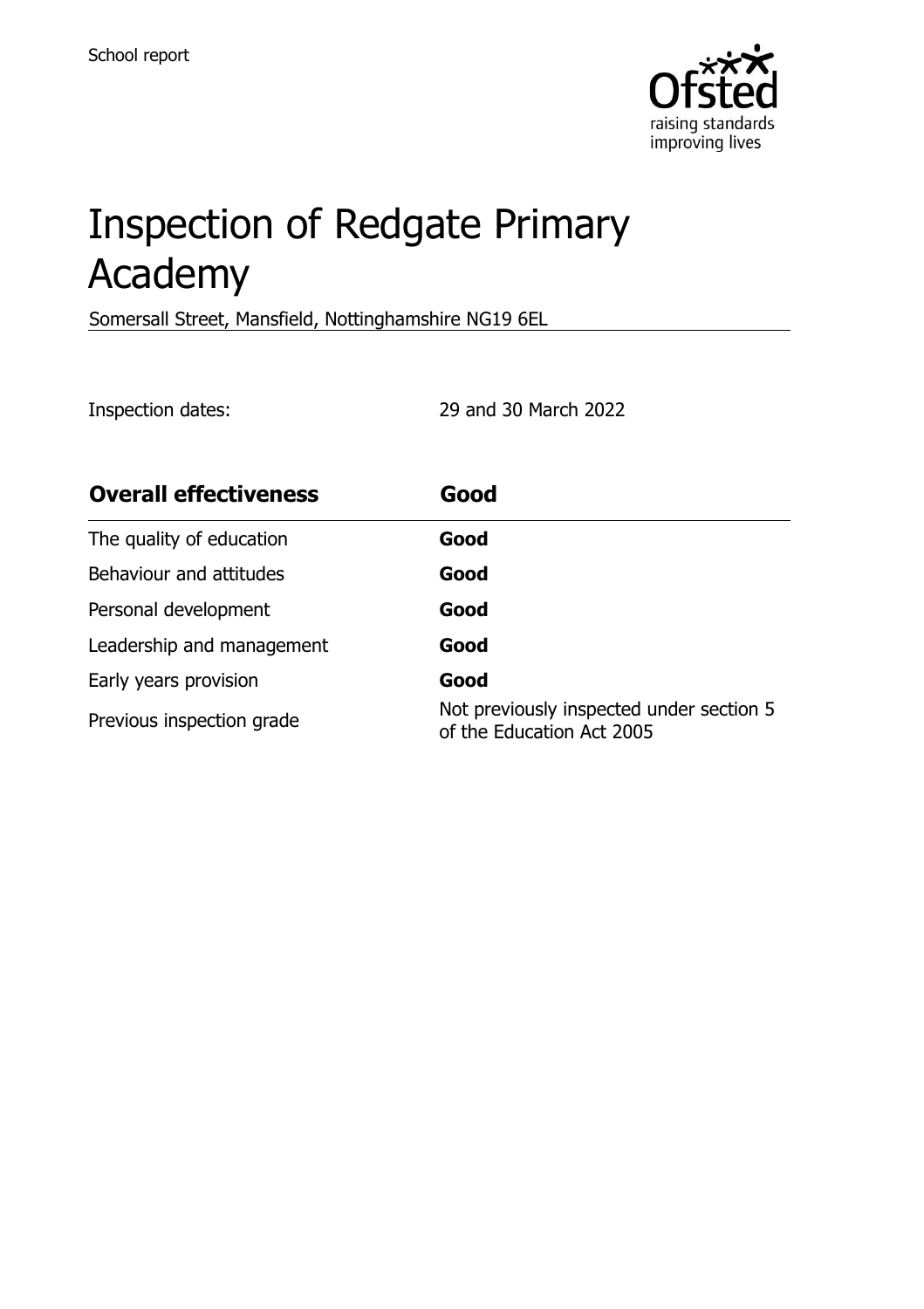School report

# Inspection of Redgate Primary Academy

Somersall Street, Mansfield, Nottinghamshire NG19 6EL

Inspection dates: 29 and 30 March 2022

| **Overall effectiveness** | **Good** |
| --- | --- |
| The quality of education | **Good** |
| Behaviour and attitudes | **Good** |
| Personal development | **Good** |
| Leadership and management | **Good** |
| Early years provision | **Good** |
| Previous inspection grade | Not previously inspected under section 5 of the Education Act 2005 |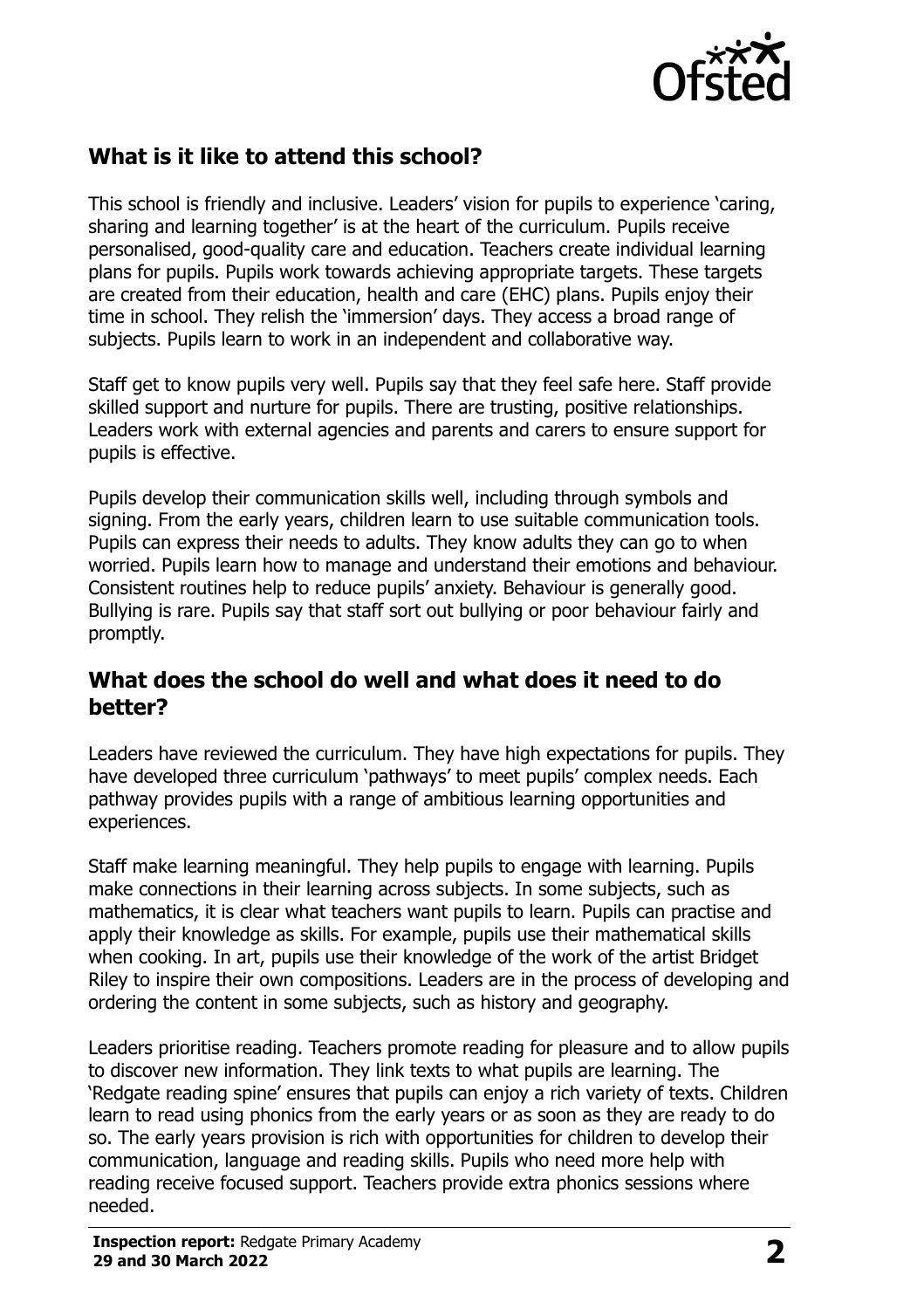## What is it like to attend this school?

This school is friendly and inclusive. Leaders' vision for pupils to experience 'caring, sharing and learning together' is at the heart of the curriculum. Pupils receive personalised, good-quality care and education. Teachers create individual learning plans for pupils. Pupils work towards achieving appropriate targets. These targets are created from their education, health and care (EHC) plans. Pupils enjoy their time in school. They relish the 'immersion' days. They access a broad range of subjects. Pupils learn to work in an independent and collaborative way.

Staff get to know pupils very well. Pupils say that they feel safe here. Staff provide skilled support and nurture for pupils. There are trusting, positive relationships. Leaders work with external agencies and parents and carers to ensure support for pupils is effective.

Pupils develop their communication skills well, including through symbols and signing. From the early years, children learn to use suitable communication tools. Pupils can express their needs to adults. They know adults they can go to when worried. Pupils learn how to manage and understand their emotions and behaviour. Consistent routines help to reduce pupils' anxiety. Behaviour is generally good. Bullying is rare. Pupils say that staff sort out bullying or poor behaviour fairly and promptly.

## What does the school do well and what does it need to do better?

Leaders have reviewed the curriculum. They have high expectations for pupils. They have developed three curriculum 'pathways' to meet pupils' complex needs. Each pathway provides pupils with a range of ambitious learning opportunities and experiences.

Staff make learning meaningful. They help pupils to engage with learning. Pupils make connections in their learning across subjects. In some subjects, such as mathematics, it is clear what teachers want pupils to learn. Pupils can practise and apply their knowledge as skills. For example, pupils use their mathematical skills when cooking. In art, pupils use their knowledge of the work of the artist Bridget Riley to inspire their own compositions. Leaders are in the process of developing and ordering the content in some subjects, such as history and geography.

Leaders prioritise reading. Teachers promote reading for pleasure and to allow pupils to discover new information. They link texts to what pupils are learning. The 'Redgate reading spine' ensures that pupils can enjoy a rich variety of texts. Children learn to read using phonics from the early years or as soon as they are ready to do so. The early years provision is rich with opportunities for children to develop their communication, language and reading skills. Pupils who need more help with reading receive focused support. Teachers provide extra phonics sessions where needed.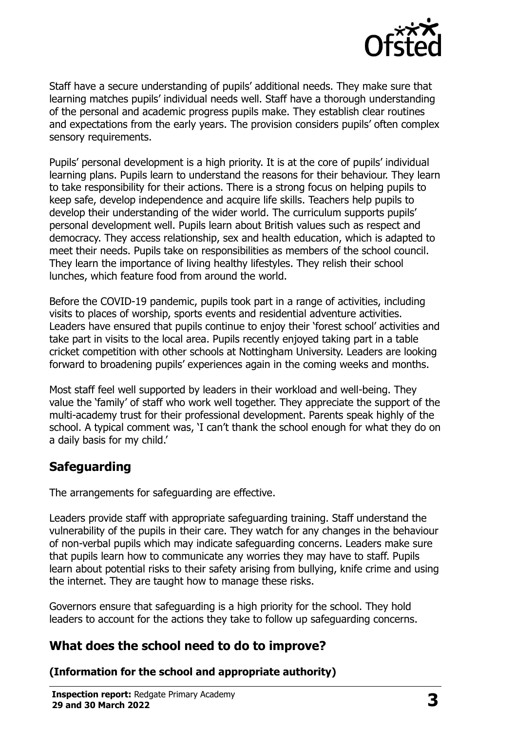Staff have a secure understanding of pupils' additional needs. They make sure that learning matches pupils' individual needs well. Staff have a thorough understanding of the personal and academic progress pupils make. They establish clear routines and expectations from the early years. The provision considers pupils' often complex sensory requirements.

Pupils' personal development is a high priority. It is at the core of pupils' individual learning plans. Pupils learn to understand the reasons for their behaviour. They learn to take responsibility for their actions. There is a strong focus on helping pupils to keep safe, develop independence and acquire life skills. Teachers help pupils to develop their understanding of the wider world. The curriculum supports pupils' personal development well. Pupils learn about British values such as respect and democracy. They access relationship, sex and health education, which is adapted to meet their needs. Pupils take on responsibilities as members of the school council. They learn the importance of living healthy lifestyles. They relish their school lunches, which feature food from around the world.

Before the COVID-19 pandemic, pupils took part in a range of activities, including visits to places of worship, sports events and residential adventure activities. Leaders have ensured that pupils continue to enjoy their 'forest school' activities and take part in visits to the local area. Pupils recently enjoyed taking part in a table cricket competition with other schools at Nottingham University. Leaders are looking forward to broadening pupils' experiences again in the coming weeks and months.

Most staff feel well supported by leaders in their workload and well-being. They value the 'family' of staff who work well together. They appreciate the support of the multi-academy trust for their professional development. Parents speak highly of the school. A typical comment was, 'I can't thank the school enough for what they do on a daily basis for my child.'

## Safeguarding

The arrangements for safeguarding are effective.

Leaders provide staff with appropriate safeguarding training. Staff understand the vulnerability of the pupils in their care. They watch for any changes in the behaviour of non-verbal pupils which may indicate safeguarding concerns. Leaders make sure that pupils learn how to communicate any worries they may have to staff. Pupils learn about potential risks to their safety arising from bullying, knife crime and using the internet. They are taught how to manage these risks.

Governors ensure that safeguarding is a high priority for the school. They hold leaders to account for the actions they take to follow up safeguarding concerns.

## What does the school need to do to improve?

**(Information for the school and appropriate authority)**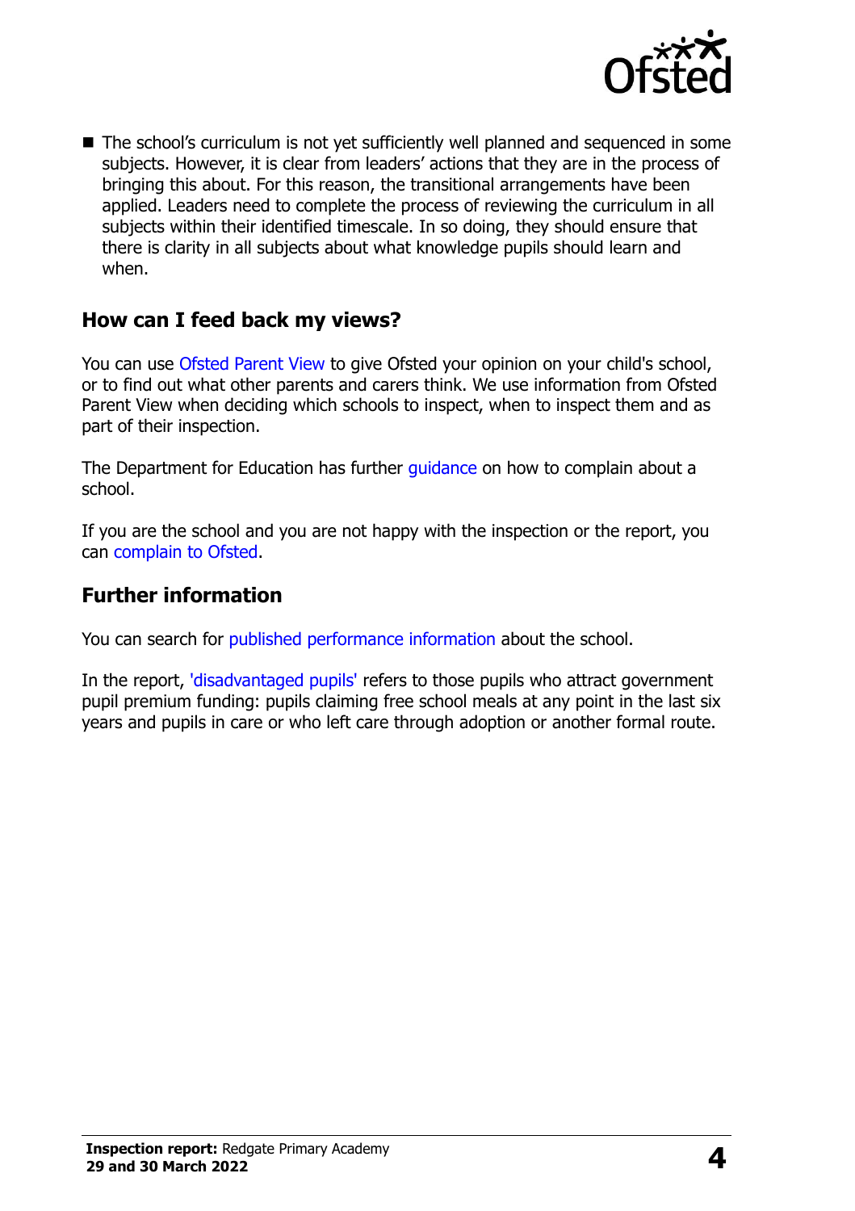- The school's curriculum is not yet sufficiently well planned and sequenced in some subjects. However, it is clear from leaders' actions that they are in the process of bringing this about. For this reason, the transitional arrangements have been applied. Leaders need to complete the process of reviewing the curriculum in all subjects within their identified timescale. In so doing, they should ensure that there is clarity in all subjects about what knowledge pupils should learn and when.

## How can I feed back my views?

You can use Ofsted Parent View to give Ofsted your opinion on your child's school, or to find out what other parents and carers think. We use information from Ofsted Parent View when deciding which schools to inspect, when to inspect them and as part of their inspection.

The Department for Education has further guidance on how to complain about a school.

If you are the school and you are not happy with the inspection or the report, you can complain to Ofsted.

## Further information

You can search for published performance information about the school.

In the report, 'disadvantaged pupils' refers to those pupils who attract government pupil premium funding: pupils claiming free school meals at any point in the last six years and pupils in care or who left care through adoption or another formal route.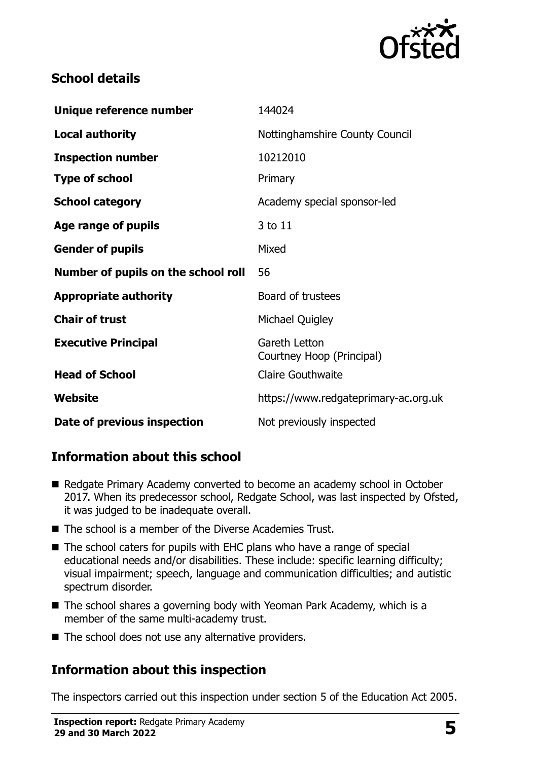## School details

| | |
|---|---|
| **Unique reference number** | 144024 |
| **Local authority** | Nottinghamshire County Council |
| **Inspection number** | 10212010 |
| **Type of school** | Primary |
| **School category** | Academy special sponsor-led |
| **Age range of pupils** | 3 to 11 |
| **Gender of pupils** | Mixed |
| **Number of pupils on the school roll** | 56 |
| **Appropriate authority** | Board of trustees |
| **Chair of trust** | Michael Quigley |
| **Executive Principal** | Gareth Letton<br>Courtney Hoop (Principal) |
| **Head of School** | Claire Gouthwaite |
| **Website** | https://www.redgateprimary-ac.org.uk |
| **Date of previous inspection** | Not previously inspected |

## Information about this school

- Redgate Primary Academy converted to become an academy school in October 2017. When its predecessor school, Redgate School, was last inspected by Ofsted, it was judged to be inadequate overall.
- The school is a member of the Diverse Academies Trust.
- The school caters for pupils with EHC plans who have a range of special educational needs and/or disabilities. These include: specific learning difficulty; visual impairment; speech, language and communication difficulties; and autistic spectrum disorder.
- The school shares a governing body with Yeoman Park Academy, which is a member of the same multi-academy trust.
- The school does not use any alternative providers.

## Information about this inspection

The inspectors carried out this inspection under section 5 of the Education Act 2005.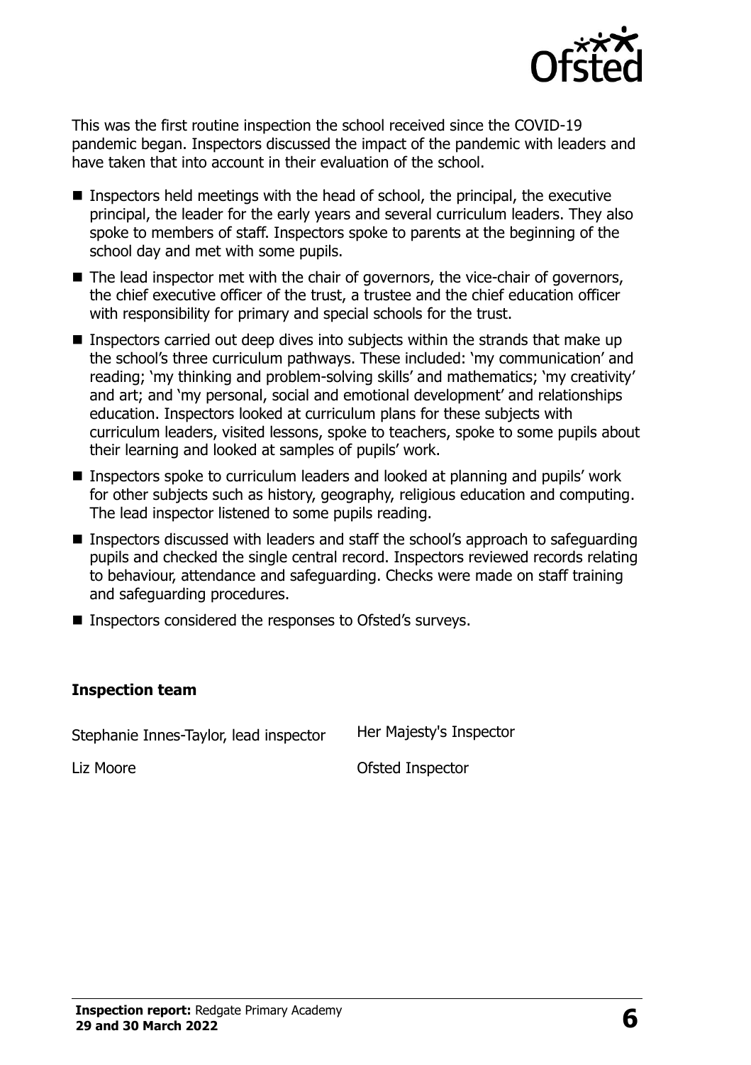This was the first routine inspection the school received since the COVID-19 pandemic began. Inspectors discussed the impact of the pandemic with leaders and have taken that into account in their evaluation of the school.

- Inspectors held meetings with the head of school, the principal, the executive principal, the leader for the early years and several curriculum leaders. They also spoke to members of staff. Inspectors spoke to parents at the beginning of the school day and met with some pupils.
- The lead inspector met with the chair of governors, the vice-chair of governors, the chief executive officer of the trust, a trustee and the chief education officer with responsibility for primary and special schools for the trust.
- Inspectors carried out deep dives into subjects within the strands that make up the school's three curriculum pathways. These included: 'my communication' and reading; 'my thinking and problem-solving skills' and mathematics; 'my creativity' and art; and 'my personal, social and emotional development' and relationships education. Inspectors looked at curriculum plans for these subjects with curriculum leaders, visited lessons, spoke to teachers, spoke to some pupils about their learning and looked at samples of pupils' work.
- Inspectors spoke to curriculum leaders and looked at planning and pupils' work for other subjects such as history, geography, religious education and computing. The lead inspector listened to some pupils reading.
- Inspectors discussed with leaders and staff the school's approach to safeguarding pupils and checked the single central record. Inspectors reviewed records relating to behaviour, attendance and safeguarding. Checks were made on staff training and safeguarding procedures.
- Inspectors considered the responses to Ofsted's surveys.

### Inspection team

| | |
|---|---|
| Stephanie Innes-Taylor, lead inspector | Her Majesty's Inspector |
| Liz Moore | Ofsted Inspector |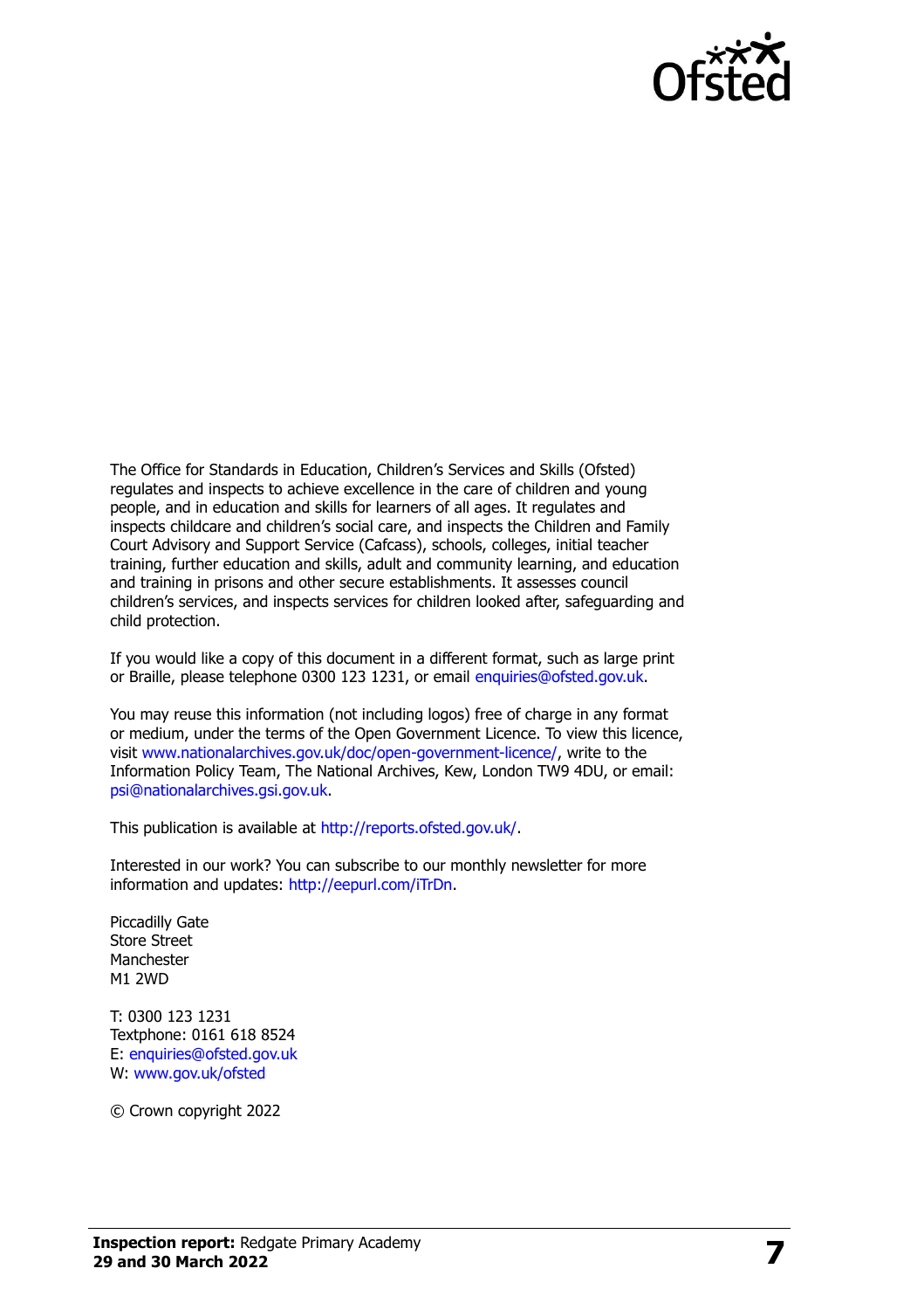The Office for Standards in Education, Children's Services and Skills (Ofsted) regulates and inspects to achieve excellence in the care of children and young people, and in education and skills for learners of all ages. It regulates and inspects childcare and children's social care, and inspects the Children and Family Court Advisory and Support Service (Cafcass), schools, colleges, initial teacher training, further education and skills, adult and community learning, and education and training in prisons and other secure establishments. It assesses council children's services, and inspects services for children looked after, safeguarding and child protection.

If you would like a copy of this document in a different format, such as large print or Braille, please telephone 0300 123 1231, or email enquiries@ofsted.gov.uk.

You may reuse this information (not including logos) free of charge in any format or medium, under the terms of the Open Government Licence. To view this licence, visit www.nationalarchives.gov.uk/doc/open-government-licence/, write to the Information Policy Team, The National Archives, Kew, London TW9 4DU, or email: psi@nationalarchives.gsi.gov.uk.

This publication is available at http://reports.ofsted.gov.uk/.

Interested in our work? You can subscribe to our monthly newsletter for more information and updates: http://eepurl.com/iTrDn.

Piccadilly Gate
Store Street
Manchester
M1 2WD

T: 0300 123 1231
Textphone: 0161 618 8524
E: enquiries@ofsted.gov.uk
W: www.gov.uk/ofsted

© Crown copyright 2022